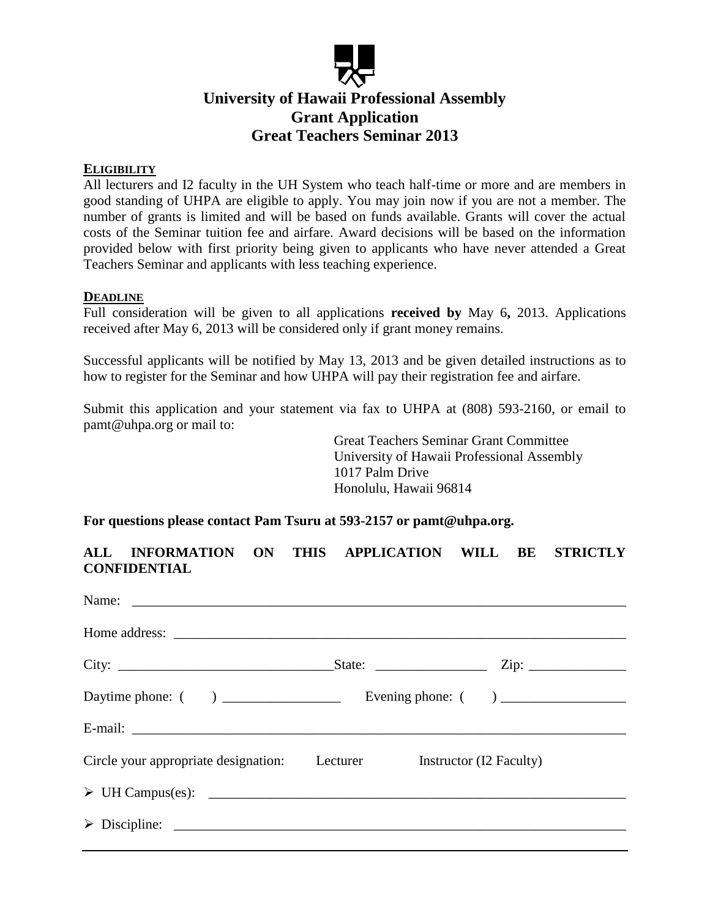# University of Hawaii Professional Assembly
# Grant Application
# Great Teachers Seminar 2013

**ELIGIBILITY**

All lecturers and I2 faculty in the UH System who teach half-time or more and are members in good standing of UHPA are eligible to apply. You may join now if you are not a member. The number of grants is limited and will be based on funds available. Grants will cover the actual costs of the Seminar tuition fee and airfare. Award decisions will be based on the information provided below with first priority being given to applicants who have never attended a Great Teachers Seminar and applicants with less teaching experience.

**DEADLINE**

Full consideration will be given to all applications **received by** May 6**,** 2013. Applications received after May 6, 2013 will be considered only if grant money remains.

Successful applicants will be notified by May 13, 2013 and be given detailed instructions as to how to register for the Seminar and how UHPA will pay their registration fee and airfare.

Submit this application and your statement via fax to UHPA at (808) 593-2160, or email to pamt@uhpa.org or mail to:

Great Teachers Seminar Grant Committee
University of Hawaii Professional Assembly
1017 Palm Drive
Honolulu, Hawaii 96814

**For questions please contact Pam Tsuru at 593-2157 or pamt@uhpa.org.**

**ALL INFORMATION ON THIS APPLICATION WILL BE STRICTLY CONFIDENTIAL**

Name: ______________________________________________________________________

Home address: _______________________________________________________________

City: _______________________________State: ________________ Zip: ______________

Daytime phone: ( ) _________________ Evening phone: ( ) __________________

E-mail: _____________________________________________________________________

Circle your appropriate designation: Lecturer Instructor (I2 Faculty)

- UH Campus(es): ______________________________________________________________
- Discipline: __________________________________________________________________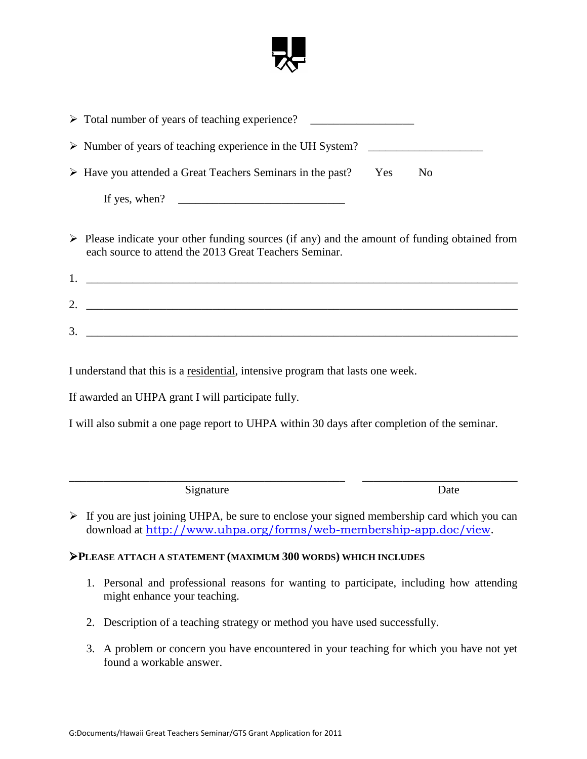- Total number of years of teaching experience? _________________
- Number of years of teaching experience in the UH System? ___________________
- Have you attended a Great Teachers Seminars in the past? Yes No

  If yes, when? ____________________________

- Please indicate your other funding sources (if any) and the amount of funding obtained from each source to attend the 2013 Great Teachers Seminar.

1. ________________________________________________________________________
2. ________________________________________________________________________
3. ________________________________________________________________________

I understand that this is a <u>residential</u>, intensive program that lasts one week.

If awarded an UHPA grant I will participate fully.

I will also submit a one page report to UHPA within 30 days after completion of the seminar.

______________________________________________ _________________________

Signature Date

- If you are just joining UHPA, be sure to enclose your signed membership card which you can download at http://www.uhpa.org/forms/web-membership-app.doc/view.

**PLEASE ATTACH A STATEMENT (MAXIMUM 300 WORDS) WHICH INCLUDES**

1. Personal and professional reasons for wanting to participate, including how attending might enhance your teaching.
2. Description of a teaching strategy or method you have used successfully.
3. A problem or concern you have encountered in your teaching for which you have not yet found a workable answer.